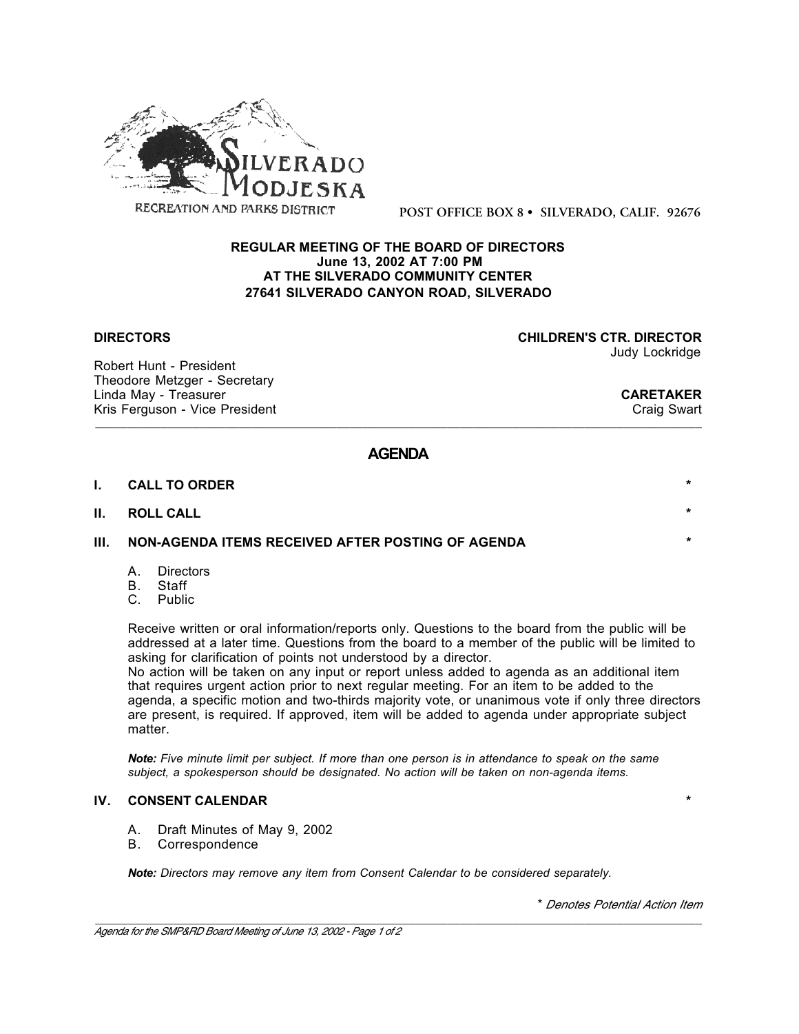**SILVERADO MODJESKA**

RECREATION AND PARKS DISTRICT

POST OFFICE BOX 8 • SILVERADO, CALIF. 92676

**REGULAR MEETING OF THE BOARD OF DIRECTORS**
**June 13, 2002 AT 7:00 PM**
**AT THE SILVERADO COMMUNITY CENTER**
**27641 SILVERADO CANYON ROAD, SILVERADO**

**DIRECTORS**

Robert Hunt - President
Theodore Metzger - Secretary
Linda May - Treasurer
Kris Ferguson - Vice President

**CHILDREN'S CTR. DIRECTOR**
Judy Lockridge

**CARETAKER**
Craig Swart

---

## AGENDA

**I. CALL TO ORDER** *

**II. ROLL CALL** *

**III. NON-AGENDA ITEMS RECEIVED AFTER POSTING OF AGENDA** *

A. Directors
B. Staff
C. Public

Receive written or oral information/reports only. Questions to the board from the public will be addressed at a later time. Questions from the board to a member of the public will be limited to asking for clarification of points not understood by a director.
No action will be taken on any input or report unless added to agenda as an additional item that requires urgent action prior to next regular meeting. For an item to be added to the agenda, a specific motion and two-thirds majority vote, or unanimous vote if only three directors are present, is required. If approved, item will be added to agenda under appropriate subject matter.

***Note:*** *Five minute limit per subject. If more than one person is in attendance to speak on the same subject, a spokesperson should be designated. No action will be taken on non-agenda items.*

**IV. CONSENT CALENDAR** *

A. Draft Minutes of May 9, 2002
B. Correspondence

***Note:*** *Directors may remove any item from Consent Calendar to be considered separately.*

*\* Denotes Potential Action Item*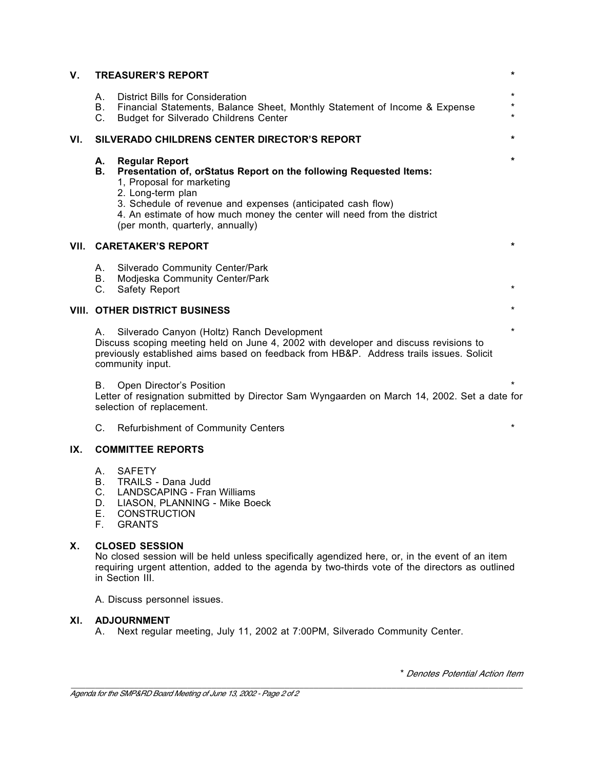## V. TREASURER'S REPORT *

A. District Bills for Consideration *
B. Financial Statements, Balance Sheet, Monthly Statement of Income & Expense *
C. Budget for Silverado Childrens Center *

## VI. SILVERADO CHILDRENS CENTER DIRECTOR'S REPORT *

**A. Regular Report** *
**B. Presentation of, orStatus Report on the following Requested Items:**
1, Proposal for marketing
2. Long-term plan
3. Schedule of revenue and expenses (anticipated cash flow)
4. An estimate of how much money the center will need from the district (per month, quarterly, annually)

## VII. CARETAKER'S REPORT *

A. Silverado Community Center/Park
B. Modjeska Community Center/Park
C. Safety Report *

## VIII. OTHER DISTRICT BUSINESS *

A. Silverado Canyon (Holtz) Ranch Development *
Discuss scoping meeting held on June 4, 2002 with developer and discuss revisions to previously established aims based on feedback from HB&P. Address trails issues. Solicit community input.

B. Open Director's Position *
Letter of resignation submitted by Director Sam Wyngaarden on March 14, 2002. Set a date for selection of replacement.

C. Refurbishment of Community Centers *

## IX. COMMITTEE REPORTS

A. SAFETY
B. TRAILS - Dana Judd
C. LANDSCAPING - Fran Williams
D. LIASON, PLANNING - Mike Boeck
E. CONSTRUCTION
F. GRANTS

## X. CLOSED SESSION

No closed session will be held unless specifically agendized here, or, in the event of an item requiring urgent attention, added to the agenda by two-thirds vote of the directors as outlined in Section III.

A. Discuss personnel issues.

## XI. ADJOURNMENT

A. Next regular meeting, July 11, 2002 at 7:00PM, Silverado Community Center.

* *Denotes Potential Action Item*